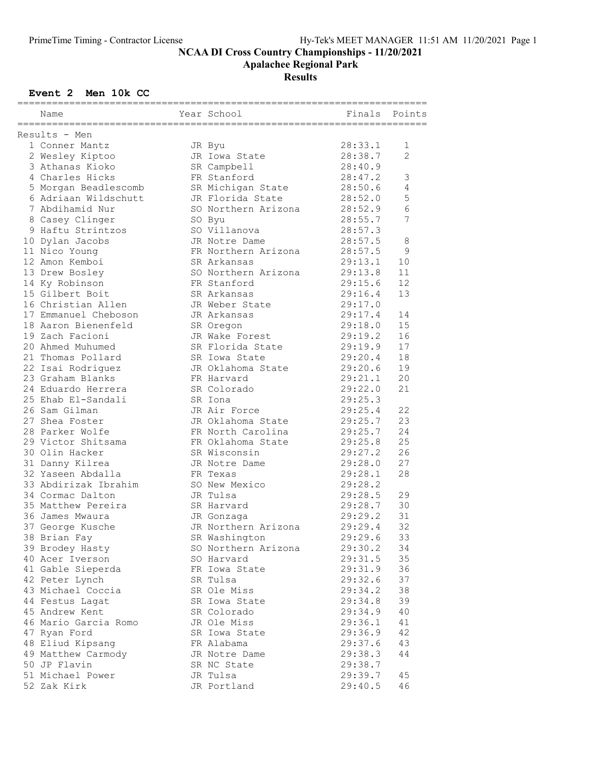# NCAA DI Cross Country Championships - 11/20/2021

## Apalachee Regional Park

## Results

### Event 2 Men 10k CC

Results - Men

| Place | Name | Year | School | Finals | Points |
|---|---|---|---|---|---|
| 1 | Conner Mantz | JR | Byu | 28:33.1 | 1 |
| 2 | Wesley Kiptoo | JR | Iowa State | 28:38.7 | 2 |
| 3 | Athanas Kioko | SR | Campbell | 28:40.9 | |
| 4 | Charles Hicks | FR | Stanford | 28:47.2 | 3 |
| 5 | Morgan Beadlescomb | SR | Michigan State | 28:50.6 | 4 |
| 6 | Adriaan Wildschutt | JR | Florida State | 28:52.0 | 5 |
| 7 | Abdihamid Nur | SO | Northern Arizona | 28:52.9 | 6 |
| 8 | Casey Clinger | SO | Byu | 28:55.7 | 7 |
| 9 | Haftu Strintzos | SO | Villanova | 28:57.3 | |
| 10 | Dylan Jacobs | JR | Notre Dame | 28:57.5 | 8 |
| 11 | Nico Young | FR | Northern Arizona | 28:57.5 | 9 |
| 12 | Amon Kemboi | SR | Arkansas | 29:13.1 | 10 |
| 13 | Drew Bosley | SO | Northern Arizona | 29:13.8 | 11 |
| 14 | Ky Robinson | FR | Stanford | 29:15.6 | 12 |
| 15 | Gilbert Boit | SR | Arkansas | 29:16.4 | 13 |
| 16 | Christian Allen | JR | Weber State | 29:17.0 | |
| 17 | Emmanuel Cheboson | JR | Arkansas | 29:17.4 | 14 |
| 18 | Aaron Bienenfeld | SR | Oregon | 29:18.0 | 15 |
| 19 | Zach Facioni | JR | Wake Forest | 29:19.2 | 16 |
| 20 | Ahmed Muhumed | SR | Florida State | 29:19.9 | 17 |
| 21 | Thomas Pollard | SR | Iowa State | 29:20.4 | 18 |
| 22 | Isai Rodriguez | JR | Oklahoma State | 29:20.6 | 19 |
| 23 | Graham Blanks | FR | Harvard | 29:21.1 | 20 |
| 24 | Eduardo Herrera | SR | Colorado | 29:22.0 | 21 |
| 25 | Ehab El-Sandali | SR | Iona | 29:25.3 | |
| 26 | Sam Gilman | JR | Air Force | 29:25.4 | 22 |
| 27 | Shea Foster | JR | Oklahoma State | 29:25.7 | 23 |
| 28 | Parker Wolfe | FR | North Carolina | 29:25.7 | 24 |
| 29 | Victor Shitsama | FR | Oklahoma State | 29:25.8 | 25 |
| 30 | Olin Hacker | SR | Wisconsin | 29:27.2 | 26 |
| 31 | Danny Kilrea | JR | Notre Dame | 29:28.0 | 27 |
| 32 | Yaseen Abdalla | FR | Texas | 29:28.1 | 28 |
| 33 | Abdirizak Ibrahim | SO | New Mexico | 29:28.2 | |
| 34 | Cormac Dalton | JR | Tulsa | 29:28.5 | 29 |
| 35 | Matthew Pereira | SR | Harvard | 29:28.7 | 30 |
| 36 | James Mwaura | JR | Gonzaga | 29:29.2 | 31 |
| 37 | George Kusche | JR | Northern Arizona | 29:29.4 | 32 |
| 38 | Brian Fay | SR | Washington | 29:29.6 | 33 |
| 39 | Brodey Hasty | SO | Northern Arizona | 29:30.2 | 34 |
| 40 | Acer Iverson | SO | Harvard | 29:31.5 | 35 |
| 41 | Gable Sieperda | FR | Iowa State | 29:31.9 | 36 |
| 42 | Peter Lynch | SR | Tulsa | 29:32.6 | 37 |
| 43 | Michael Coccia | SR | Ole Miss | 29:34.2 | 38 |
| 44 | Festus Lagat | SR | Iowa State | 29:34.8 | 39 |
| 45 | Andrew Kent | SR | Colorado | 29:34.9 | 40 |
| 46 | Mario Garcia Romo | JR | Ole Miss | 29:36.1 | 41 |
| 47 | Ryan Ford | SR | Iowa State | 29:36.9 | 42 |
| 48 | Eliud Kipsang | FR | Alabama | 29:37.6 | 43 |
| 49 | Matthew Carmody | JR | Notre Dame | 29:38.3 | 44 |
| 50 | JP Flavin | SR | NC State | 29:38.7 | |
| 51 | Michael Power | JR | Tulsa | 29:39.7 | 45 |
| 52 | Zak Kirk | JR | Portland | 29:40.5 | 46 |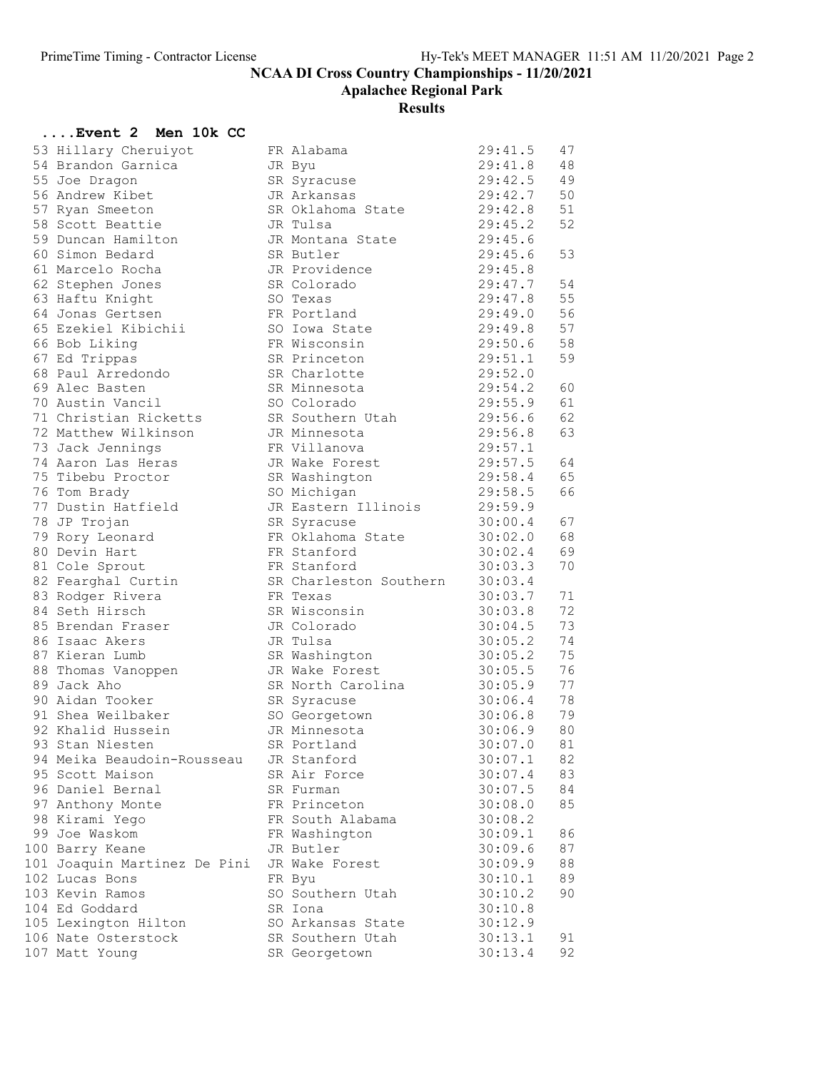# NCAA DI Cross Country Championships - 11/20/2021

## Apalachee Regional Park

## Results

### ....Event 2 Men 10k CC

| Place | Name | Year | School | Time | Points |
|---|---|---|---|---|---|
| 53 | Hillary Cheruiyot | FR | Alabama | 29:41.5 | 47 |
| 54 | Brandon Garnica | JR | Byu | 29:41.8 | 48 |
| 55 | Joe Dragon | SR | Syracuse | 29:42.5 | 49 |
| 56 | Andrew Kibet | JR | Arkansas | 29:42.7 | 50 |
| 57 | Ryan Smeeton | SR | Oklahoma State | 29:42.8 | 51 |
| 58 | Scott Beattie | JR | Tulsa | 29:45.2 | 52 |
| 59 | Duncan Hamilton | JR | Montana State | 29:45.6 | |
| 60 | Simon Bedard | SR | Butler | 29:45.6 | 53 |
| 61 | Marcelo Rocha | JR | Providence | 29:45.8 | |
| 62 | Stephen Jones | SR | Colorado | 29:47.7 | 54 |
| 63 | Haftu Knight | SO | Texas | 29:47.8 | 55 |
| 64 | Jonas Gertsen | FR | Portland | 29:49.0 | 56 |
| 65 | Ezekiel Kibichii | SO | Iowa State | 29:49.8 | 57 |
| 66 | Bob Liking | FR | Wisconsin | 29:50.6 | 58 |
| 67 | Ed Trippas | SR | Princeton | 29:51.1 | 59 |
| 68 | Paul Arredondo | SR | Charlotte | 29:52.0 | |
| 69 | Alec Basten | SR | Minnesota | 29:54.2 | 60 |
| 70 | Austin Vancil | SO | Colorado | 29:55.9 | 61 |
| 71 | Christian Ricketts | SR | Southern Utah | 29:56.6 | 62 |
| 72 | Matthew Wilkinson | JR | Minnesota | 29:56.8 | 63 |
| 73 | Jack Jennings | FR | Villanova | 29:57.1 | |
| 74 | Aaron Las Heras | JR | Wake Forest | 29:57.5 | 64 |
| 75 | Tibebu Proctor | SR | Washington | 29:58.4 | 65 |
| 76 | Tom Brady | SO | Michigan | 29:58.5 | 66 |
| 77 | Dustin Hatfield | JR | Eastern Illinois | 29:59.9 | |
| 78 | JP Trojan | SR | Syracuse | 30:00.4 | 67 |
| 79 | Rory Leonard | FR | Oklahoma State | 30:02.0 | 68 |
| 80 | Devin Hart | FR | Stanford | 30:02.4 | 69 |
| 81 | Cole Sprout | FR | Stanford | 30:03.3 | 70 |
| 82 | Fearghal Curtin | SR | Charleston Southern | 30:03.4 | |
| 83 | Rodger Rivera | FR | Texas | 30:03.7 | 71 |
| 84 | Seth Hirsch | SR | Wisconsin | 30:03.8 | 72 |
| 85 | Brendan Fraser | JR | Colorado | 30:04.5 | 73 |
| 86 | Isaac Akers | JR | Tulsa | 30:05.2 | 74 |
| 87 | Kieran Lumb | SR | Washington | 30:05.2 | 75 |
| 88 | Thomas Vanoppen | JR | Wake Forest | 30:05.5 | 76 |
| 89 | Jack Aho | SR | North Carolina | 30:05.9 | 77 |
| 90 | Aidan Tooker | SR | Syracuse | 30:06.4 | 78 |
| 91 | Shea Weilbaker | SO | Georgetown | 30:06.8 | 79 |
| 92 | Khalid Hussein | JR | Minnesota | 30:06.9 | 80 |
| 93 | Stan Niesten | SR | Portland | 30:07.0 | 81 |
| 94 | Meika Beaudoin-Rousseau | JR | Stanford | 30:07.1 | 82 |
| 95 | Scott Maison | SR | Air Force | 30:07.4 | 83 |
| 96 | Daniel Bernal | SR | Furman | 30:07.5 | 84 |
| 97 | Anthony Monte | FR | Princeton | 30:08.0 | 85 |
| 98 | Kirami Yego | FR | South Alabama | 30:08.2 | |
| 99 | Joe Waskom | FR | Washington | 30:09.1 | 86 |
| 100 | Barry Keane | JR | Butler | 30:09.6 | 87 |
| 101 | Joaquin Martinez De Pini | JR | Wake Forest | 30:09.9 | 88 |
| 102 | Lucas Bons | FR | Byu | 30:10.1 | 89 |
| 103 | Kevin Ramos | SO | Southern Utah | 30:10.2 | 90 |
| 104 | Ed Goddard | SR | Iona | 30:10.8 | |
| 105 | Lexington Hilton | SO | Arkansas State | 30:12.9 | |
| 106 | Nate Osterstock | SR | Southern Utah | 30:13.1 | 91 |
| 107 | Matt Young | SR | Georgetown | 30:13.4 | 92 |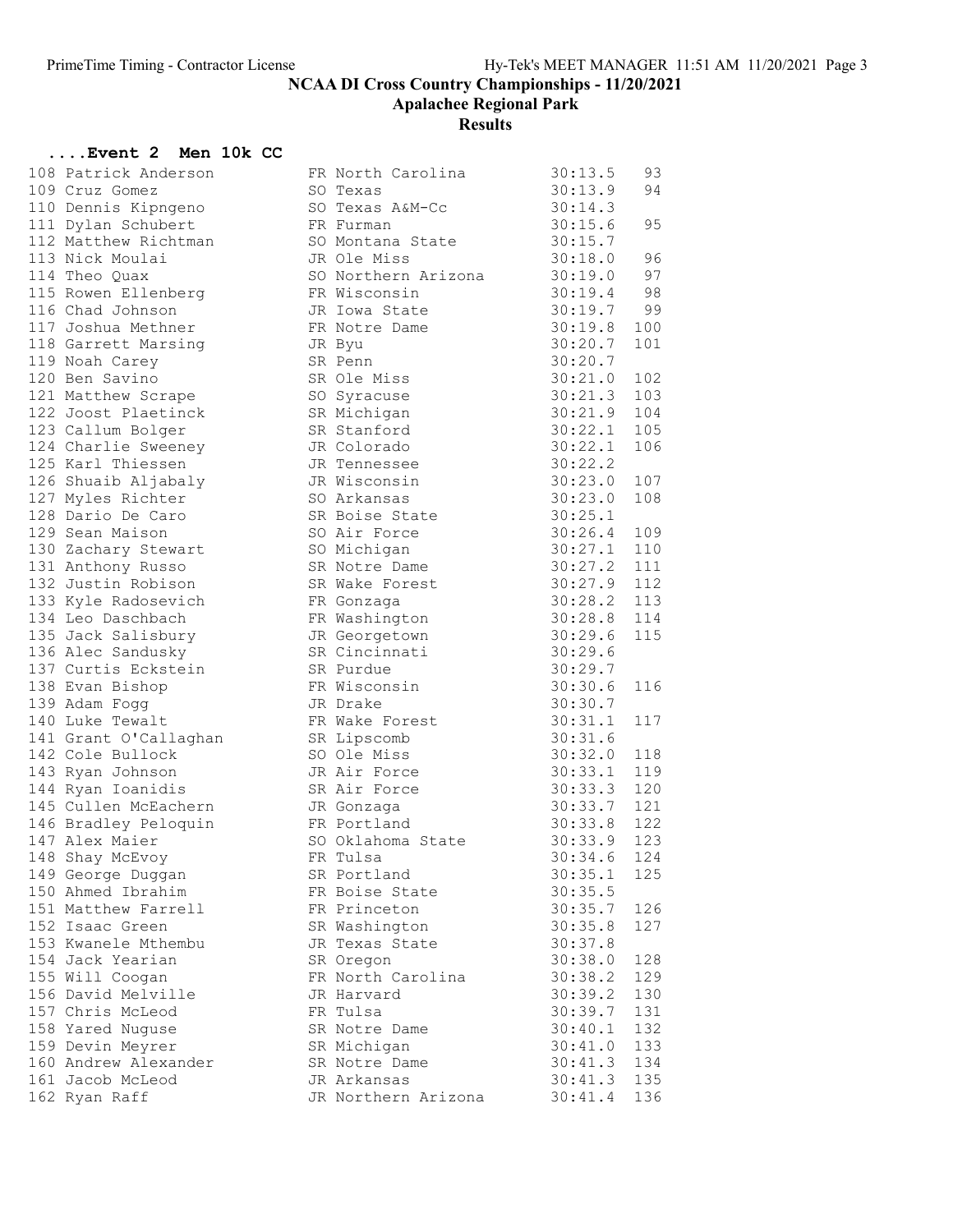# NCAA DI Cross Country Championships - 11/20/2021

## Apalachee Regional Park

### Results

#### ....Event 2 Men 10k CC

| Place | Name | Year | School | Time | Points |
|---|---|---|---|---|---|
| 108 | Patrick Anderson | FR | North Carolina | 30:13.5 | 93 |
| 109 | Cruz Gomez | SO | Texas | 30:13.9 | 94 |
| 110 | Dennis Kipngeno | SO | Texas A&M-Cc | 30:14.3 | |
| 111 | Dylan Schubert | FR | Furman | 30:15.6 | 95 |
| 112 | Matthew Richtman | SO | Montana State | 30:15.7 | |
| 113 | Nick Moulai | JR | Ole Miss | 30:18.0 | 96 |
| 114 | Theo Quax | SO | Northern Arizona | 30:19.0 | 97 |
| 115 | Rowen Ellenberg | FR | Wisconsin | 30:19.4 | 98 |
| 116 | Chad Johnson | JR | Iowa State | 30:19.7 | 99 |
| 117 | Joshua Methner | FR | Notre Dame | 30:19.8 | 100 |
| 118 | Garrett Marsing | JR | Byu | 30:20.7 | 101 |
| 119 | Noah Carey | SR | Penn | 30:20.7 | |
| 120 | Ben Savino | SR | Ole Miss | 30:21.0 | 102 |
| 121 | Matthew Scrape | SO | Syracuse | 30:21.3 | 103 |
| 122 | Joost Plaetinck | SR | Michigan | 30:21.9 | 104 |
| 123 | Callum Bolger | SR | Stanford | 30:22.1 | 105 |
| 124 | Charlie Sweeney | JR | Colorado | 30:22.1 | 106 |
| 125 | Karl Thiessen | JR | Tennessee | 30:22.2 | |
| 126 | Shuaib Aljabaly | JR | Wisconsin | 30:23.0 | 107 |
| 127 | Myles Richter | SO | Arkansas | 30:23.0 | 108 |
| 128 | Dario De Caro | SR | Boise State | 30:25.1 | |
| 129 | Sean Maison | SO | Air Force | 30:26.4 | 109 |
| 130 | Zachary Stewart | SO | Michigan | 30:27.1 | 110 |
| 131 | Anthony Russo | SR | Notre Dame | 30:27.2 | 111 |
| 132 | Justin Robison | SR | Wake Forest | 30:27.9 | 112 |
| 133 | Kyle Radosevich | FR | Gonzaga | 30:28.2 | 113 |
| 134 | Leo Daschbach | FR | Washington | 30:28.8 | 114 |
| 135 | Jack Salisbury | JR | Georgetown | 30:29.6 | 115 |
| 136 | Alec Sandusky | SR | Cincinnati | 30:29.6 | |
| 137 | Curtis Eckstein | SR | Purdue | 30:29.7 | |
| 138 | Evan Bishop | FR | Wisconsin | 30:30.6 | 116 |
| 139 | Adam Fogg | JR | Drake | 30:30.7 | |
| 140 | Luke Tewalt | FR | Wake Forest | 30:31.1 | 117 |
| 141 | Grant O'Callaghan | SR | Lipscomb | 30:31.6 | |
| 142 | Cole Bullock | SO | Ole Miss | 30:32.0 | 118 |
| 143 | Ryan Johnson | JR | Air Force | 30:33.1 | 119 |
| 144 | Ryan Ioanidis | SR | Air Force | 30:33.3 | 120 |
| 145 | Cullen McEachern | JR | Gonzaga | 30:33.7 | 121 |
| 146 | Bradley Peloquin | FR | Portland | 30:33.8 | 122 |
| 147 | Alex Maier | SO | Oklahoma State | 30:33.9 | 123 |
| 148 | Shay McEvoy | FR | Tulsa | 30:34.6 | 124 |
| 149 | George Duggan | SR | Portland | 30:35.1 | 125 |
| 150 | Ahmed Ibrahim | FR | Boise State | 30:35.5 | |
| 151 | Matthew Farrell | FR | Princeton | 30:35.7 | 126 |
| 152 | Isaac Green | SR | Washington | 30:35.8 | 127 |
| 153 | Kwanele Mthembu | JR | Texas State | 30:37.8 | |
| 154 | Jack Yearian | SR | Oregon | 30:38.0 | 128 |
| 155 | Will Coogan | FR | North Carolina | 30:38.2 | 129 |
| 156 | David Melville | JR | Harvard | 30:39.2 | 130 |
| 157 | Chris McLeod | FR | Tulsa | 30:39.7 | 131 |
| 158 | Yared Nuguse | SR | Notre Dame | 30:40.1 | 132 |
| 159 | Devin Meyrer | SR | Michigan | 30:41.0 | 133 |
| 160 | Andrew Alexander | SR | Notre Dame | 30:41.3 | 134 |
| 161 | Jacob McLeod | JR | Arkansas | 30:41.3 | 135 |
| 162 | Ryan Raff | JR | Northern Arizona | 30:41.4 | 136 |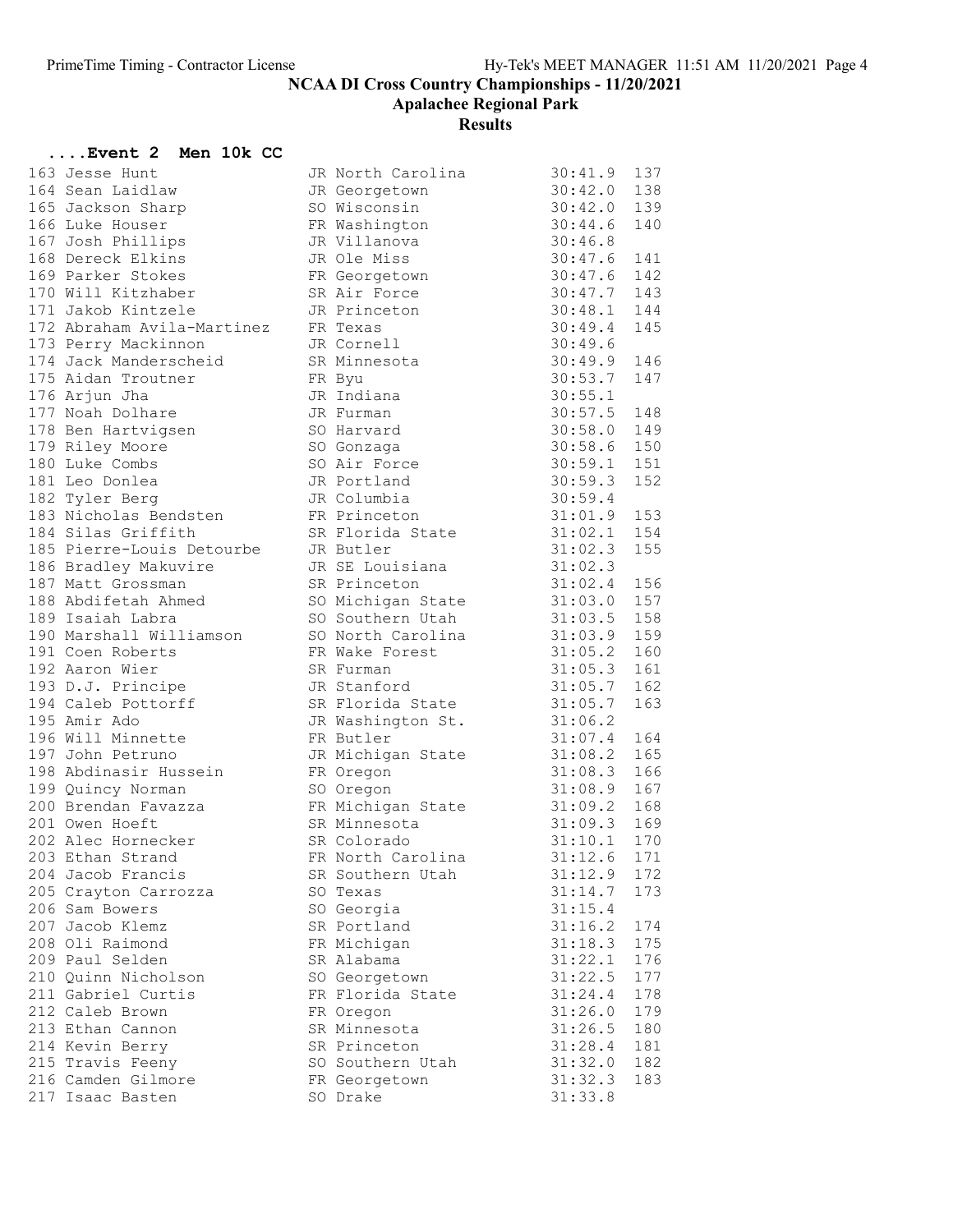# NCAA DI Cross Country Championships - 11/20/2021

## Apalachee Regional Park

### Results

#### ....Event 2 Men 10k CC

| Place | Name | Year | School | Time | Points |
|---|---|---|---|---|---|
| 163 | Jesse Hunt | JR | North Carolina | 30:41.9 | 137 |
| 164 | Sean Laidlaw | JR | Georgetown | 30:42.0 | 138 |
| 165 | Jackson Sharp | SO | Wisconsin | 30:42.0 | 139 |
| 166 | Luke Houser | FR | Washington | 30:44.6 | 140 |
| 167 | Josh Phillips | JR | Villanova | 30:46.8 | |
| 168 | Dereck Elkins | JR | Ole Miss | 30:47.6 | 141 |
| 169 | Parker Stokes | FR | Georgetown | 30:47.6 | 142 |
| 170 | Will Kitzhaber | SR | Air Force | 30:47.7 | 143 |
| 171 | Jakob Kintzele | JR | Princeton | 30:48.1 | 144 |
| 172 | Abraham Avila-Martinez | FR | Texas | 30:49.4 | 145 |
| 173 | Perry Mackinnon | JR | Cornell | 30:49.6 | |
| 174 | Jack Manderscheid | SR | Minnesota | 30:49.9 | 146 |
| 175 | Aidan Troutner | FR | Byu | 30:53.7 | 147 |
| 176 | Arjun Jha | JR | Indiana | 30:55.1 | |
| 177 | Noah Dolhare | JR | Furman | 30:57.5 | 148 |
| 178 | Ben Hartvigsen | SO | Harvard | 30:58.0 | 149 |
| 179 | Riley Moore | SO | Gonzaga | 30:58.6 | 150 |
| 180 | Luke Combs | SO | Air Force | 30:59.1 | 151 |
| 181 | Leo Donlea | JR | Portland | 30:59.3 | 152 |
| 182 | Tyler Berg | JR | Columbia | 30:59.4 | |
| 183 | Nicholas Bendsten | FR | Princeton | 31:01.9 | 153 |
| 184 | Silas Griffith | SR | Florida State | 31:02.1 | 154 |
| 185 | Pierre-Louis Detourbe | JR | Butler | 31:02.3 | 155 |
| 186 | Bradley Makuvire | JR | SE Louisiana | 31:02.3 | |
| 187 | Matt Grossman | SR | Princeton | 31:02.4 | 156 |
| 188 | Abdifetah Ahmed | SO | Michigan State | 31:03.0 | 157 |
| 189 | Isaiah Labra | SO | Southern Utah | 31:03.5 | 158 |
| 190 | Marshall Williamson | SO | North Carolina | 31:03.9 | 159 |
| 191 | Coen Roberts | FR | Wake Forest | 31:05.2 | 160 |
| 192 | Aaron Wier | SR | Furman | 31:05.3 | 161 |
| 193 | D.J. Principe | JR | Stanford | 31:05.7 | 162 |
| 194 | Caleb Pottorff | SR | Florida State | 31:05.7 | 163 |
| 195 | Amir Ado | JR | Washington St. | 31:06.2 | |
| 196 | Will Minnette | FR | Butler | 31:07.4 | 164 |
| 197 | John Petruno | JR | Michigan State | 31:08.2 | 165 |
| 198 | Abdinasir Hussein | FR | Oregon | 31:08.3 | 166 |
| 199 | Quincy Norman | SO | Oregon | 31:08.9 | 167 |
| 200 | Brendan Favazza | FR | Michigan State | 31:09.2 | 168 |
| 201 | Owen Hoeft | SR | Minnesota | 31:09.3 | 169 |
| 202 | Alec Hornecker | SR | Colorado | 31:10.1 | 170 |
| 203 | Ethan Strand | FR | North Carolina | 31:12.6 | 171 |
| 204 | Jacob Francis | SR | Southern Utah | 31:12.9 | 172 |
| 205 | Crayton Carrozza | SO | Texas | 31:14.7 | 173 |
| 206 | Sam Bowers | SO | Georgia | 31:15.4 | |
| 207 | Jacob Klemz | SR | Portland | 31:16.2 | 174 |
| 208 | Oli Raimond | FR | Michigan | 31:18.3 | 175 |
| 209 | Paul Selden | SR | Alabama | 31:22.1 | 176 |
| 210 | Quinn Nicholson | SO | Georgetown | 31:22.5 | 177 |
| 211 | Gabriel Curtis | FR | Florida State | 31:24.4 | 178 |
| 212 | Caleb Brown | FR | Oregon | 31:26.0 | 179 |
| 213 | Ethan Cannon | SR | Minnesota | 31:26.5 | 180 |
| 214 | Kevin Berry | SR | Princeton | 31:28.4 | 181 |
| 215 | Travis Feeny | SO | Southern Utah | 31:32.0 | 182 |
| 216 | Camden Gilmore | FR | Georgetown | 31:32.3 | 183 |
| 217 | Isaac Basten | SO | Drake | 31:33.8 | |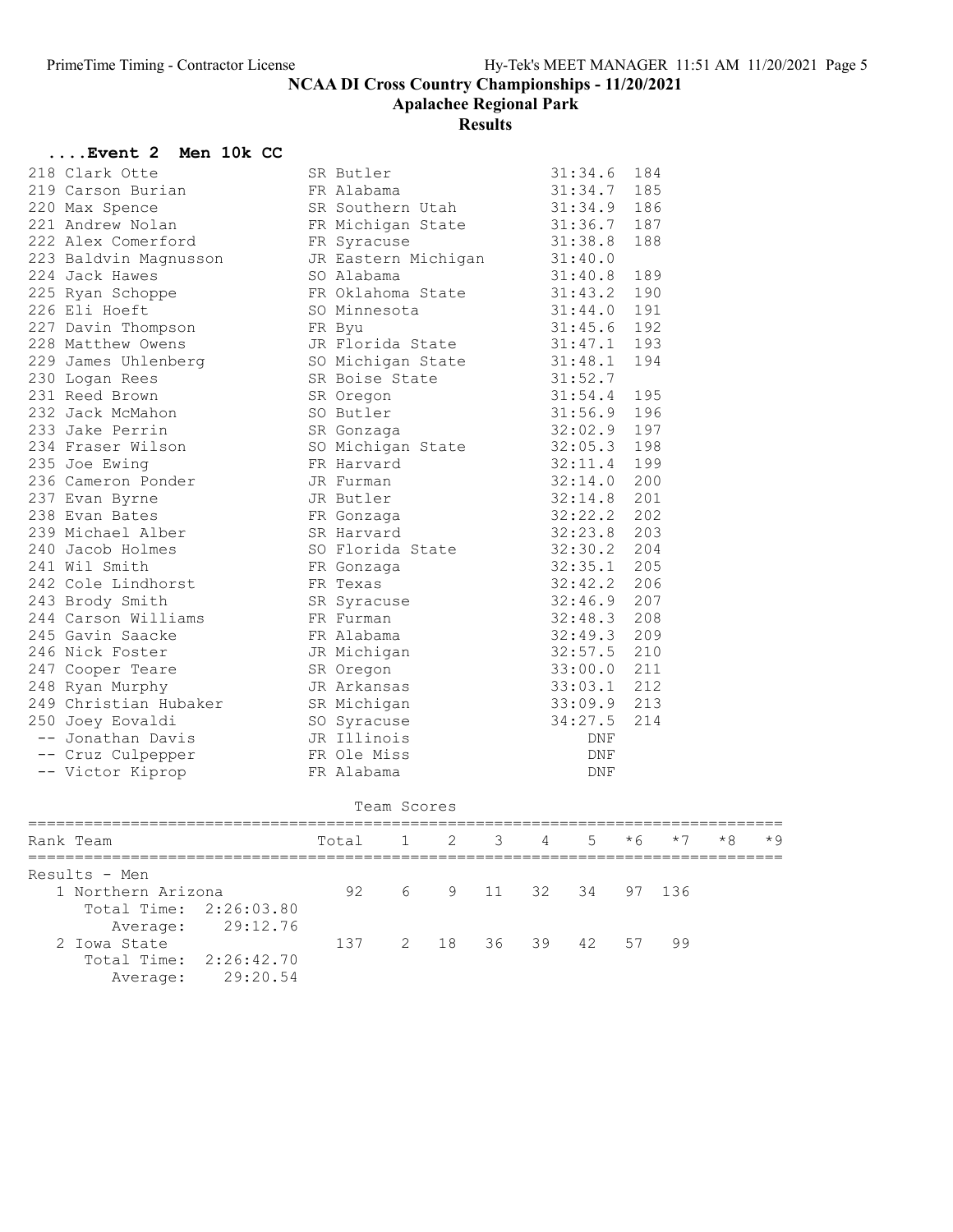# NCAA DI Cross Country Championships - 11/20/2021

## Apalachee Regional Park

## Results

### ....Event 2 Men 10k CC

| Place | Name | Yr | Team | Time | Score |
|---|---|---|---|---|---|
| 218 | Clark Otte | SR | Butler | 31:34.6 | 184 |
| 219 | Carson Burian | FR | Alabama | 31:34.7 | 185 |
| 220 | Max Spence | SR | Southern Utah | 31:34.9 | 186 |
| 221 | Andrew Nolan | FR | Michigan State | 31:36.7 | 187 |
| 222 | Alex Comerford | FR | Syracuse | 31:38.8 | 188 |
| 223 | Baldvin Magnusson | JR | Eastern Michigan | 31:40.0 | |
| 224 | Jack Hawes | SO | Alabama | 31:40.8 | 189 |
| 225 | Ryan Schoppe | FR | Oklahoma State | 31:43.2 | 190 |
| 226 | Eli Hoeft | SO | Minnesota | 31:44.0 | 191 |
| 227 | Davin Thompson | FR | Byu | 31:45.6 | 192 |
| 228 | Matthew Owens | JR | Florida State | 31:47.1 | 193 |
| 229 | James Uhlenberg | SO | Michigan State | 31:48.1 | 194 |
| 230 | Logan Rees | SR | Boise State | 31:52.7 | |
| 231 | Reed Brown | SR | Oregon | 31:54.4 | 195 |
| 232 | Jack McMahon | SO | Butler | 31:56.9 | 196 |
| 233 | Jake Perrin | SR | Gonzaga | 32:02.9 | 197 |
| 234 | Fraser Wilson | SO | Michigan State | 32:05.3 | 198 |
| 235 | Joe Ewing | FR | Harvard | 32:11.4 | 199 |
| 236 | Cameron Ponder | JR | Furman | 32:14.0 | 200 |
| 237 | Evan Byrne | JR | Butler | 32:14.8 | 201 |
| 238 | Evan Bates | FR | Gonzaga | 32:22.2 | 202 |
| 239 | Michael Alber | SR | Harvard | 32:23.8 | 203 |
| 240 | Jacob Holmes | SO | Florida State | 32:30.2 | 204 |
| 241 | Wil Smith | FR | Gonzaga | 32:35.1 | 205 |
| 242 | Cole Lindhorst | FR | Texas | 32:42.2 | 206 |
| 243 | Brody Smith | SR | Syracuse | 32:46.9 | 207 |
| 244 | Carson Williams | FR | Furman | 32:48.3 | 208 |
| 245 | Gavin Saacke | FR | Alabama | 32:49.3 | 209 |
| 246 | Nick Foster | JR | Michigan | 32:57.5 | 210 |
| 247 | Cooper Teare | SR | Oregon | 33:00.0 | 211 |
| 248 | Ryan Murphy | JR | Arkansas | 33:03.1 | 212 |
| 249 | Christian Hubaker | SR | Michigan | 33:09.9 | 213 |
| 250 | Joey Eovaldi | SO | Syracuse | 34:27.5 | 214 |
| -- | Jonathan Davis | JR | Illinois | DNF | |
| -- | Cruz Culpepper | FR | Ole Miss | DNF | |
| -- | Victor Kiprop | FR | Alabama | DNF | |

### Team Scores

| Rank | Team | Total | 1 | 2 | 3 | 4 | 5 | *6 | *7 | *8 | *9 |
|---|---|---|---|---|---|---|---|---|---|---|---|
| Results - Men | | | | | | | | | | | |
| 1 | Northern Arizona | 92 | 6 | 9 | 11 | 32 | 34 | 97 | 136 | | |
| | Total Time: 2:26:03.80 | | | | | | | | | | |
| | Average: 29:12.76 | | | | | | | | | | |
| 2 | Iowa State | 137 | 2 | 18 | 36 | 39 | 42 | 57 | 99 | | |
| | Total Time: 2:26:42.70 | | | | | | | | | | |
| | Average: 29:20.54 | | | | | | | | | | |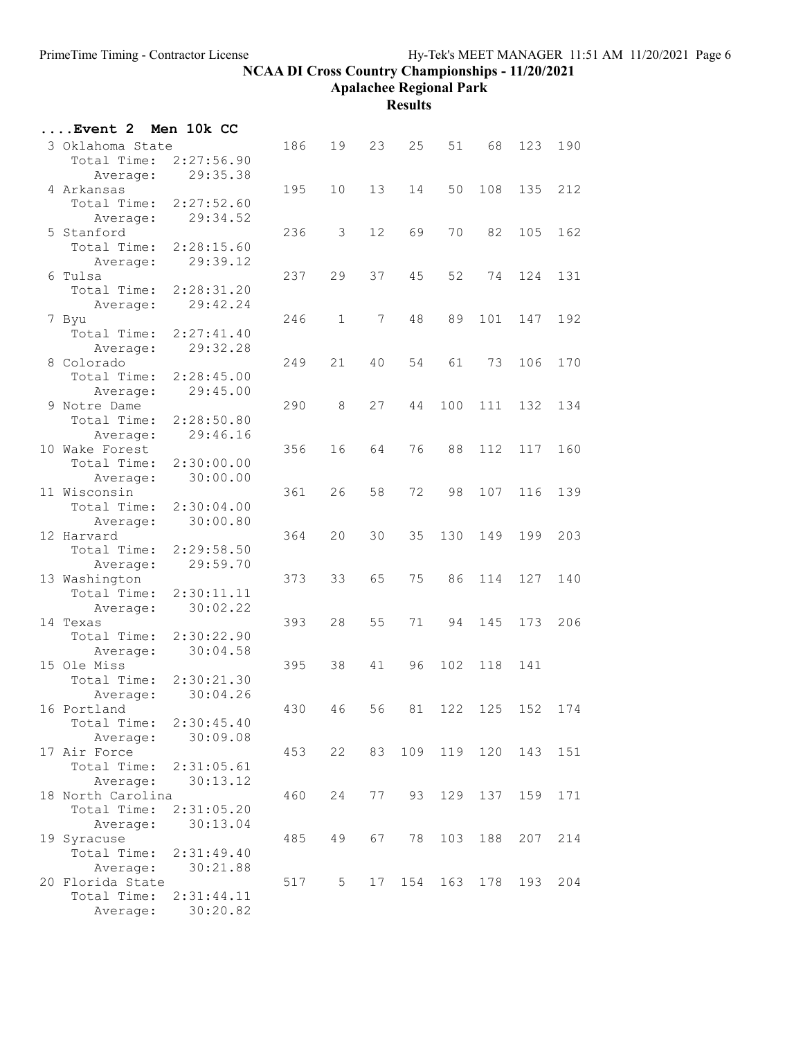# NCAA DI Cross Country Championships - 11/20/2021

## Apalachee Regional Park

### Results

**....Event 2 Men 10k CC**

| Place | Team | Total Time | Average | Score | 1 | 2 | 3 | 4 | 5 | 6 | 7 |
|---|---|---|---|---|---|---|---|---|---|---|---|
| 3 | Oklahoma State | 2:27:56.90 | 29:35.38 | 186 | 19 | 23 | 25 | 51 | 68 | 123 | 190 |
| 4 | Arkansas | 2:27:52.60 | 29:34.52 | 195 | 10 | 13 | 14 | 50 | 108 | 135 | 212 |
| 5 | Stanford | 2:28:15.60 | 29:39.12 | 236 | 3 | 12 | 69 | 70 | 82 | 105 | 162 |
| 6 | Tulsa | 2:28:31.20 | 29:42.24 | 237 | 29 | 37 | 45 | 52 | 74 | 124 | 131 |
| 7 | Byu | 2:27:41.40 | 29:32.28 | 246 | 1 | 7 | 48 | 89 | 101 | 147 | 192 |
| 8 | Colorado | 2:28:45.00 | 29:45.00 | 249 | 21 | 40 | 54 | 61 | 73 | 106 | 170 |
| 9 | Notre Dame | 2:28:50.80 | 29:46.16 | 290 | 8 | 27 | 44 | 100 | 111 | 132 | 134 |
| 10 | Wake Forest | 2:30:00.00 | 30:00.00 | 356 | 16 | 64 | 76 | 88 | 112 | 117 | 160 |
| 11 | Wisconsin | 2:30:04.00 | 30:00.80 | 361 | 26 | 58 | 72 | 98 | 107 | 116 | 139 |
| 12 | Harvard | 2:29:58.50 | 29:59.70 | 364 | 20 | 30 | 35 | 130 | 149 | 199 | 203 |
| 13 | Washington | 2:30:11.11 | 30:02.22 | 373 | 33 | 65 | 75 | 86 | 114 | 127 | 140 |
| 14 | Texas | 2:30:22.90 | 30:04.58 | 393 | 28 | 55 | 71 | 94 | 145 | 173 | 206 |
| 15 | Ole Miss | 2:30:21.30 | 30:04.26 | 395 | 38 | 41 | 96 | 102 | 118 | 141 | |
| 16 | Portland | 2:30:45.40 | 30:09.08 | 430 | 46 | 56 | 81 | 122 | 125 | 152 | 174 |
| 17 | Air Force | 2:31:05.61 | 30:13.12 | 453 | 22 | 83 | 109 | 119 | 120 | 143 | 151 |
| 18 | North Carolina | 2:31:05.20 | 30:13.04 | 460 | 24 | 77 | 93 | 129 | 137 | 159 | 171 |
| 19 | Syracuse | 2:31:49.40 | 30:21.88 | 485 | 49 | 67 | 78 | 103 | 188 | 207 | 214 |
| 20 | Florida State | 2:31:44.11 | 30:20.82 | 517 | 5 | 17 | 154 | 163 | 178 | 193 | 204 |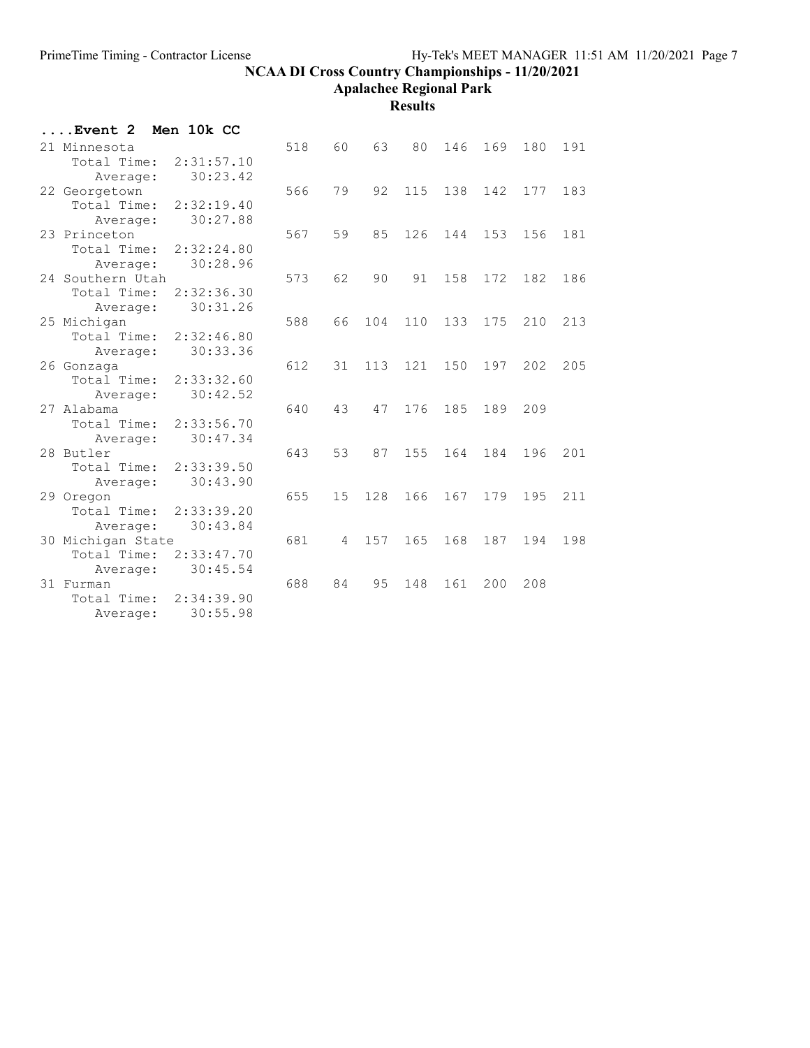# NCAA DI Cross Country Championships - 11/20/2021

## Apalachee Regional Park

### Results

**....Event 2 Men 10k CC**

| | | | | | | | | | |
|---|---|---|---|---|---|---|---|---|---|
| 21 Minnesota | | 518 | 60 | 63 | 80 | 146 | 169 | 180 | 191 |
| Total Time: | 2:31:57.10 | | | | | | | | |
| Average: | 30:23.42 | | | | | | | | |
| 22 Georgetown | | 566 | 79 | 92 | 115 | 138 | 142 | 177 | 183 |
| Total Time: | 2:32:19.40 | | | | | | | | |
| Average: | 30:27.88 | | | | | | | | |
| 23 Princeton | | 567 | 59 | 85 | 126 | 144 | 153 | 156 | 181 |
| Total Time: | 2:32:24.80 | | | | | | | | |
| Average: | 30:28.96 | | | | | | | | |
| 24 Southern Utah | | 573 | 62 | 90 | 91 | 158 | 172 | 182 | 186 |
| Total Time: | 2:32:36.30 | | | | | | | | |
| Average: | 30:31.26 | | | | | | | | |
| 25 Michigan | | 588 | 66 | 104 | 110 | 133 | 175 | 210 | 213 |
| Total Time: | 2:32:46.80 | | | | | | | | |
| Average: | 30:33.36 | | | | | | | | |
| 26 Gonzaga | | 612 | 31 | 113 | 121 | 150 | 197 | 202 | 205 |
| Total Time: | 2:33:32.60 | | | | | | | | |
| Average: | 30:42.52 | | | | | | | | |
| 27 Alabama | | 640 | 43 | 47 | 176 | 185 | 189 | 209 | |
| Total Time: | 2:33:56.70 | | | | | | | | |
| Average: | 30:47.34 | | | | | | | | |
| 28 Butler | | 643 | 53 | 87 | 155 | 164 | 184 | 196 | 201 |
| Total Time: | 2:33:39.50 | | | | | | | | |
| Average: | 30:43.90 | | | | | | | | |
| 29 Oregon | | 655 | 15 | 128 | 166 | 167 | 179 | 195 | 211 |
| Total Time: | 2:33:39.20 | | | | | | | | |
| Average: | 30:43.84 | | | | | | | | |
| 30 Michigan State | | 681 | 4 | 157 | 165 | 168 | 187 | 194 | 198 |
| Total Time: | 2:33:47.70 | | | | | | | | |
| Average: | 30:45.54 | | | | | | | | |
| 31 Furman | | 688 | 84 | 95 | 148 | 161 | 200 | 208 | |
| Total Time: | 2:34:39.90 | | | | | | | | |
| Average: | 30:55.98 | | | | | | | | |